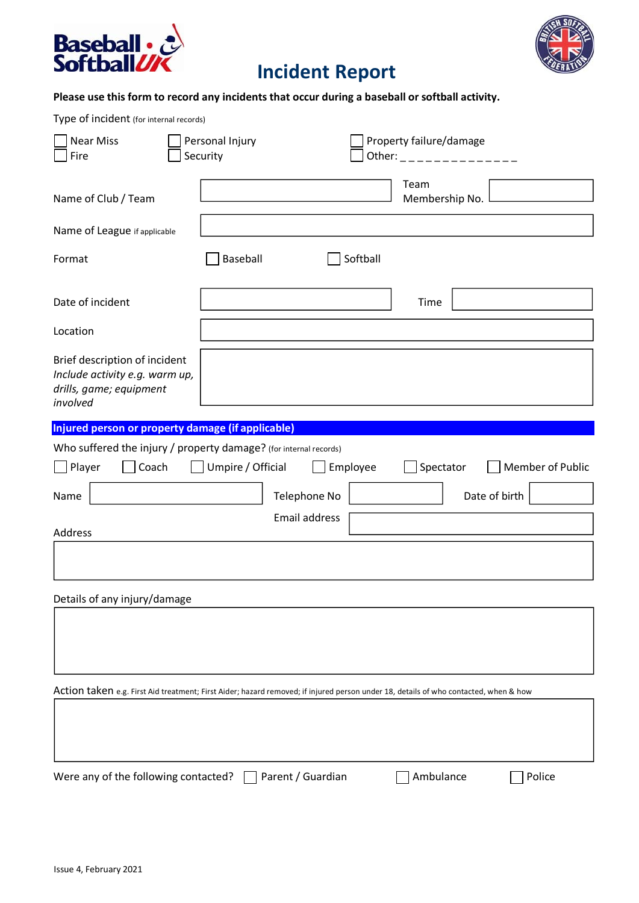# Incident Report

**Please use this form to record any incidents that occur during a baseball or softball activity.**

Type of incident (for internal records)

- [ ] Near Miss
- [ ] Fire
- [ ] Personal Injury
- [ ] Security
- [ ] Property failure/damage
- [ ] Other: _ _ _ _ _ _ _ _ _ _ _ _ _ _

| | | | |
|---|---|---|---|
| Name of Club / Team | | Team Membership No. | |
| Name of League if applicable | | | |
| Format | ☐ Baseball | ☐ Softball | |
| Date of incident | | Time | |
| Location | | | |
| Brief description of incident *Include activity e.g. warm up, drills, game; equipment involved* | | | |

## Injured person or property damage (if applicable)

Who suffered the injury / property damage? (for internal records)

☐ Player ☐ Coach ☐ Umpire / Official ☐ Employee ☐ Spectator ☐ Member of Public

| | | | | | |
|---|---|---|---|---|---|
| Name | | Telephone No | | Date of birth | |
| | | Email address | | | |

Address

Details of any injury/damage

Action taken e.g. First Aid treatment; First Aider; hazard removed; if injured person under 18, details of who contacted, when & how

Were any of the following contacted? ☐ Parent / Guardian ☐ Ambulance ☐ Police

Issue 4, February 2021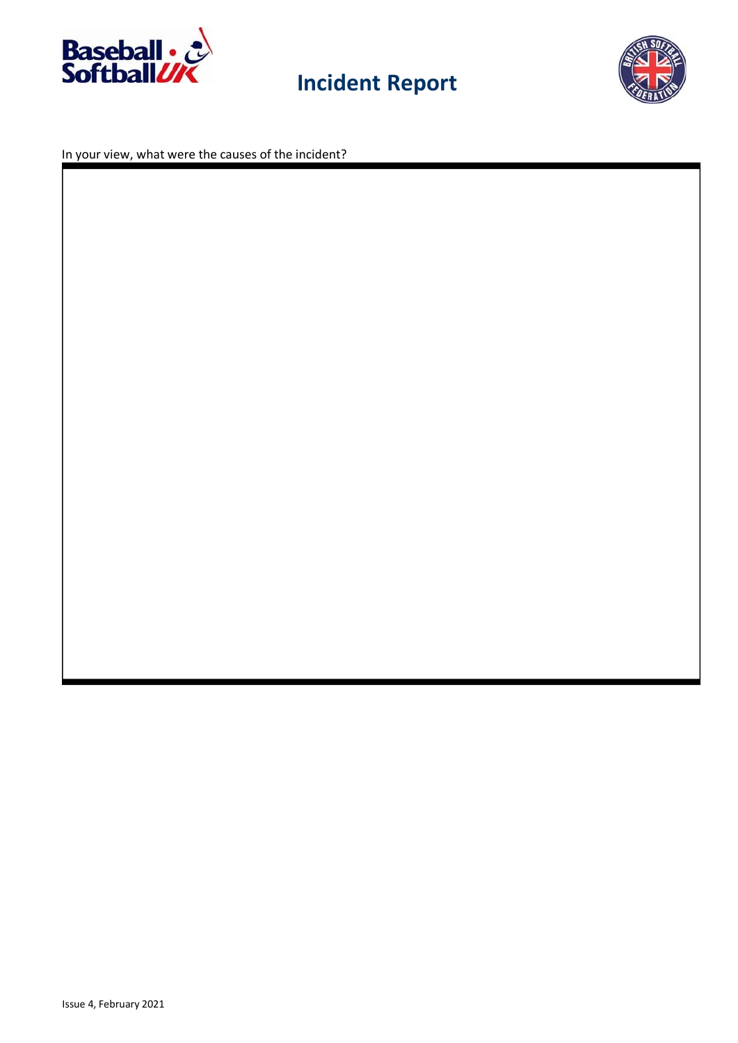# Incident Report

In your view, what were the causes of the incident?

| |
|---|
| |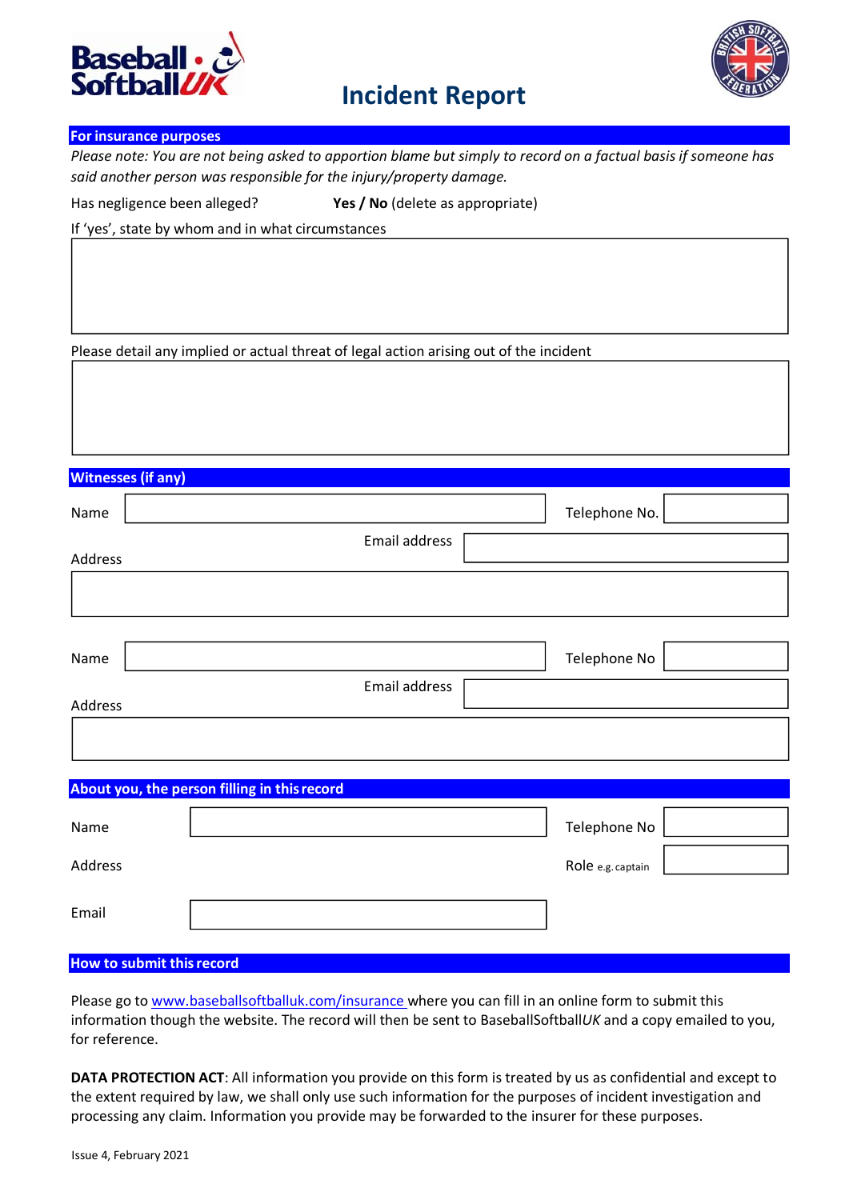# Incident Report

## For insurance purposes

*Please note: You are not being asked to apportion blame but simply to record on a factual basis if someone has said another person was responsible for the injury/property damage.*

Has negligence been alleged? **Yes / No** (delete as appropriate)

If 'yes', state by whom and in what circumstances

Please detail any implied or actual threat of legal action arising out of the incident

## Witnesses (if any)

Name

Telephone No.

Email address

Address

Name

Telephone No

Email address

Address

## About you, the person filling in this record

Name

Telephone No

Address

Role e.g. captain

Email

## How to submit this record

Please go to www.baseballsoftballuk.com/insurance where you can fill in an online form to submit this information though the website. The record will then be sent to BaseballSoftball*UK* and a copy emailed to you, for reference.

**DATA PROTECTION ACT**: All information you provide on this form is treated by us as confidential and except to the extent required by law, we shall only use such information for the purposes of incident investigation and processing any claim. Information you provide may be forwarded to the insurer for these purposes.

Issue 4, February 2021